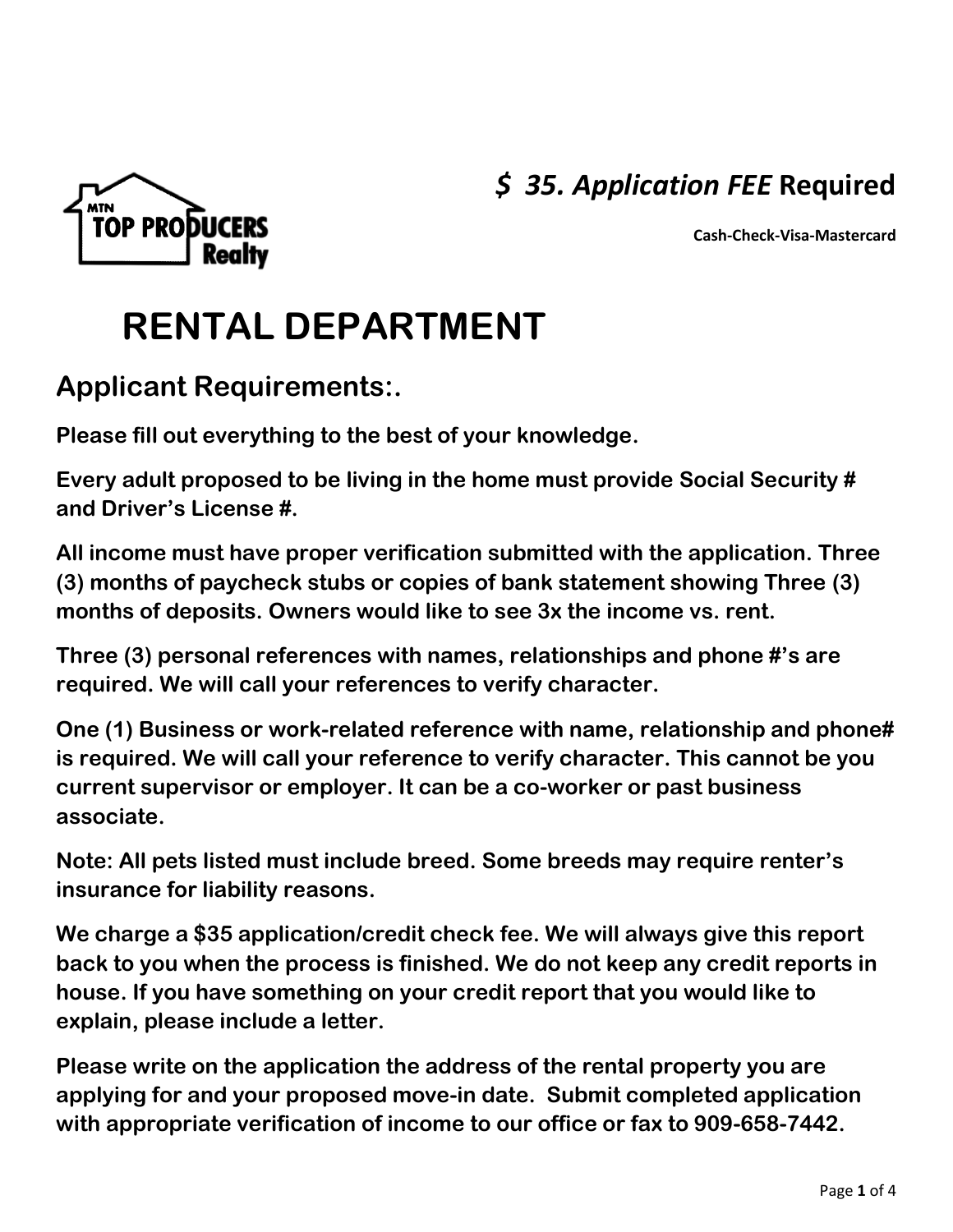MTN TOP PRODUCERS Realty

***$ 35. Application FEE* Required**

**Cash-Check-Visa-Mastercard**

# RENTAL DEPARTMENT

## Applicant Requirements:.

**Please fill out everything to the best of your knowledge.**

**Every adult proposed to be living in the home must provide Social Security # and Driver's License #.**

**All income must have proper verification submitted with the application. Three (3) months of paycheck stubs or copies of bank statement showing Three (3) months of deposits. Owners would like to see 3x the income vs. rent.**

**Three (3) personal references with names, relationships and phone #'s are required. We will call your references to verify character.**

**One (1) Business or work-related reference with name, relationship and phone# is required. We will call your reference to verify character. This cannot be you current supervisor or employer. It can be a co-worker or past business associate.**

**Note: All pets listed must include breed. Some breeds may require renter's insurance for liability reasons.**

**We charge a $35 application/credit check fee. We will always give this report back to you when the process is finished. We do not keep any credit reports in house. If you have something on your credit report that you would like to explain, please include a letter.**

**Please write on the application the address of the rental property you are applying for and your proposed move-in date. Submit completed application with appropriate verification of income to our office or fax to 909-658-7442.**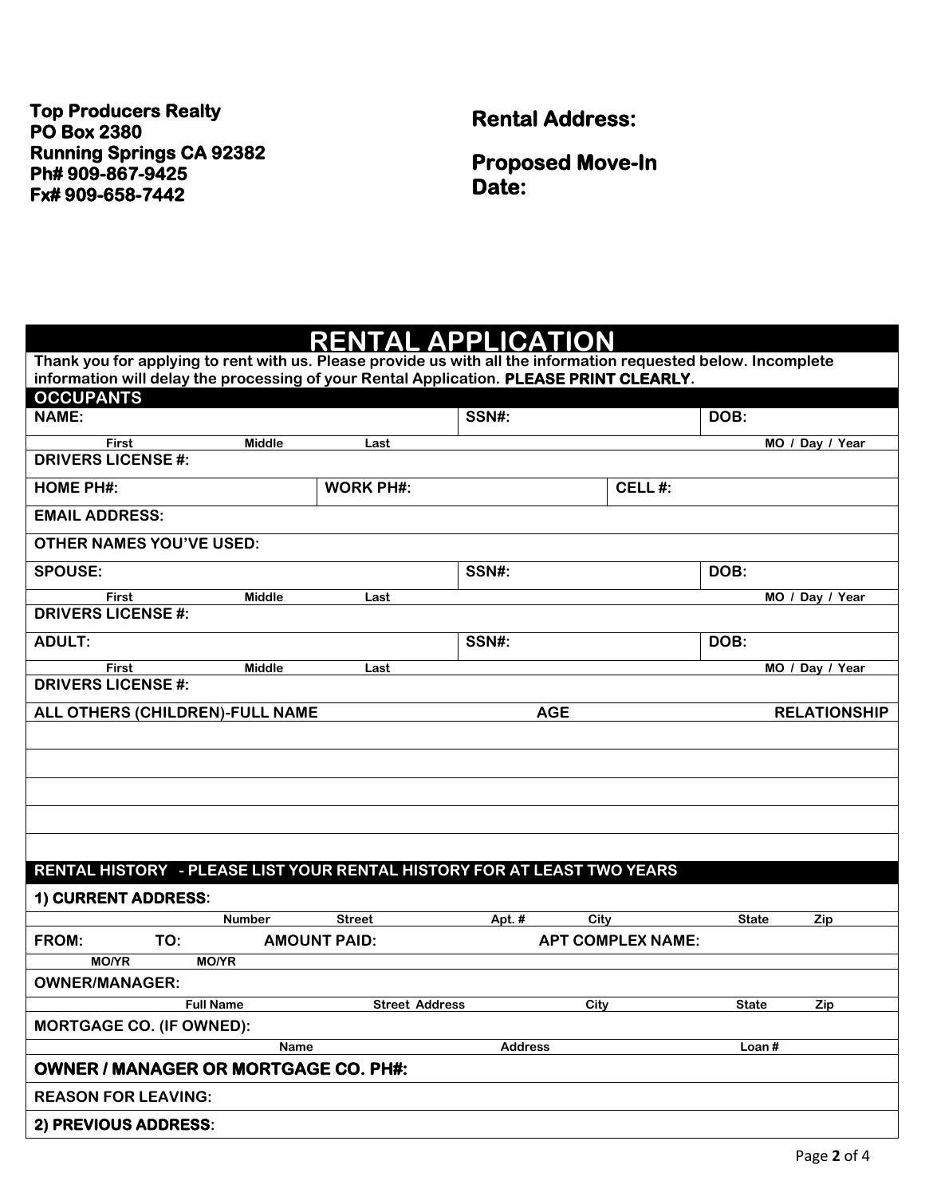**Top Producers Realty**
**PO Box 2380**
**Running Springs CA 92382**
**Ph# 909-867-9425**
**Fx# 909-658-7442**

**Rental Address:**

**Proposed Move-In Date:**

# RENTAL APPLICATION

**Thank you for applying to rent with us. Please provide us with all the information requested below. Incomplete information will delay the processing of your Rental Application. PLEASE PRINT CLEARLY.**

## OCCUPANTS

| **NAME:** | **SSN#:** | **DOB:** |
|---|---|---|
| First Middle Last | | MO / Day / Year |

**DRIVERS LICENSE #:**

| **HOME PH#:** | **WORK PH#:** | **CELL #:** |
|---|---|---|

**EMAIL ADDRESS:**

**OTHER NAMES YOU'VE USED:**

| **SPOUSE:** | **SSN#:** | **DOB:** |
|---|---|---|
| First Middle Last | | MO / Day / Year |

**DRIVERS LICENSE #:**

| **ADULT:** | **SSN#:** | **DOB:** |
|---|---|---|
| First Middle Last | | MO / Day / Year |

**DRIVERS LICENSE #:**

| ALL OTHERS (CHILDREN)-FULL NAME | AGE | RELATIONSHIP |
|---|---|---|
| | | |
| | | |
| | | |
| | | |
| | | |

## RENTAL HISTORY - PLEASE LIST YOUR RENTAL HISTORY FOR AT LEAST TWO YEARS

**1) CURRENT ADDRESS:**
Number Street Apt. # City State Zip

| **FROM:** | **TO:** | **AMOUNT PAID:** | **APT COMPLEX NAME:** |
|---|---|---|---|
| MO/YR | MO/YR | | |

**OWNER/MANAGER:**
Full Name Street Address City State Zip

**MORTGAGE CO. (IF OWNED):**
Name Address Loan #

**OWNER / MANAGER OR MORTGAGE CO. PH#:**

**REASON FOR LEAVING:**

**2) PREVIOUS ADDRESS:**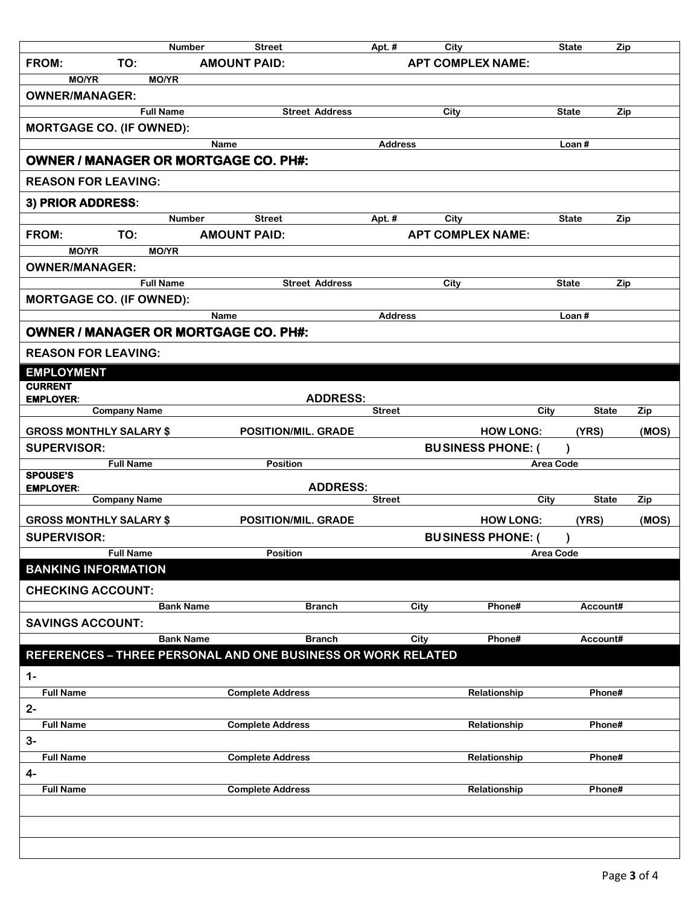| Number | Street | Apt. # | City | State | Zip |
|---|---|---|---|---|---|

**FROM:** **TO:** **AMOUNT PAID:** **APT COMPLEX NAME:**

MO/YR MO/YR

**OWNER/MANAGER:**

| Full Name | Street Address | City | State | Zip |
|---|---|---|---|---|

**MORTGAGE CO. (IF OWNED):**

| Name | Address | Loan # |
|---|---|---|

**OWNER / MANAGER OR MORTGAGE CO. PH#:**

**REASON FOR LEAVING:**

**3) PRIOR ADDRESS:**

| Number | Street | Apt. # | City | State | Zip |
|---|---|---|---|---|---|

**FROM:** **TO:** **AMOUNT PAID:** **APT COMPLEX NAME:**

MO/YR MO/YR

**OWNER/MANAGER:**

| Full Name | Street Address | City | State | Zip |
|---|---|---|---|---|

**MORTGAGE CO. (IF OWNED):**

| Name | Address | Loan # |
|---|---|---|

**OWNER / MANAGER OR MORTGAGE CO. PH#:**

**REASON FOR LEAVING:**

## EMPLOYMENT

**CURRENT EMPLOYER:** **ADDRESS:**

| Company Name | Street | City | State | Zip |
|---|---|---|---|---|

**GROSS MONTHLY SALARY $** **POSITION/MIL. GRADE** **HOW LONG:** **(YRS)** **(MOS)**

**SUPERVISOR:** **BUSINESS PHONE: (  )**

| Full Name | Position | Area Code |
|---|---|---|

**SPOUSE'S EMPLOYER:** **ADDRESS:**

| Company Name | Street | City | State | Zip |
|---|---|---|---|---|

**GROSS MONTHLY SALARY $** **POSITION/MIL. GRADE** **HOW LONG:** **(YRS)** **(MOS)**

**SUPERVISOR:** **BUSINESS PHONE: (  )**

| Full Name | Position | Area Code |
|---|---|---|

## BANKING INFORMATION

**CHECKING ACCOUNT:**

| Bank Name | Branch | City | Phone# | Account# |
|---|---|---|---|---|

**SAVINGS ACCOUNT:**

| Bank Name | Branch | City | Phone# | Account# |
|---|---|---|---|---|

## REFERENCES – THREE PERSONAL AND ONE BUSINESS OR WORK RELATED

1-

| Full Name | Complete Address | Relationship | Phone# |
|---|---|---|---|

2-

| Full Name | Complete Address | Relationship | Phone# |
|---|---|---|---|

3-

| Full Name | Complete Address | Relationship | Phone# |
|---|---|---|---|

4-

| Full Name | Complete Address | Relationship | Phone# |
|---|---|---|---|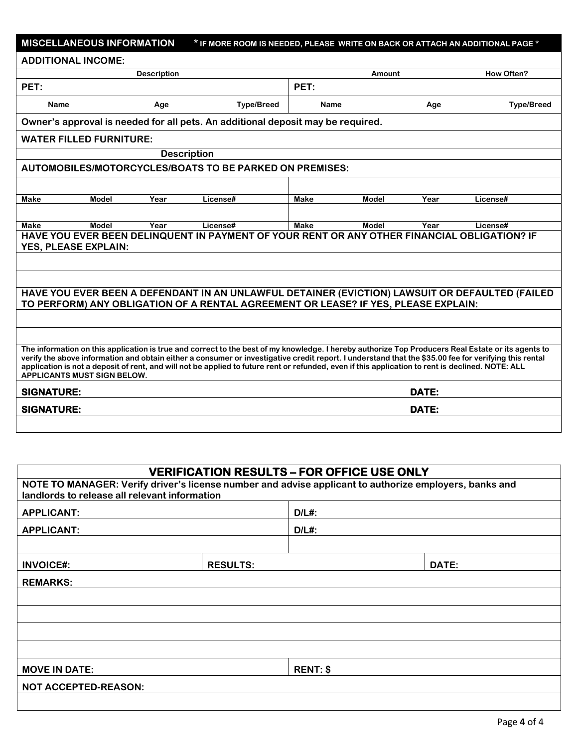## MISCELLANEOUS INFORMATION

\* IF MORE ROOM IS NEEDED, PLEASE WRITE ON BACK OR ATTACH AN ADDITIONAL PAGE \*

**ADDITIONAL INCOME:**

| Description | Amount | How Often? |
|---|---|---|
| | | |

| PET: | | | PET: | | |
|---|---|---|---|---|---|
| Name | Age | Type/Breed | Name | Age | Type/Breed |

**Owner's approval is needed for all pets. An additional deposit may be required.**

**WATER FILLED FURNITURE:**

| Description |
|---|
| |

**AUTOMOBILES/MOTORCYCLES/BOATS TO BE PARKED ON PREMISES:**

| | | | | | | | |
|---|---|---|---|---|---|---|---|
| Make | Model | Year | License# | Make | Model | Year | License# |
| Make | Model | Year | License# | Make | Model | Year | License# |

**HAVE YOU EVER BEEN DELINQUENT IN PAYMENT OF YOUR RENT OR ANY OTHER FINANCIAL OBLIGATION? IF YES, PLEASE EXPLAIN:**

**HAVE YOU EVER BEEN A DEFENDANT IN AN UNLAWFUL DETAINER (EVICTION) LAWSUIT OR DEFAULTED (FAILED TO PERFORM) ANY OBLIGATION OF A RENTAL AGREEMENT OR LEASE? IF YES, PLEASE EXPLAIN:**

**The information on this application is true and correct to the best of my knowledge. I hereby authorize Top Producers Real Estate or its agents to verify the above information and obtain either a consumer or investigative credit report. I understand that the $35.00 fee for verifying this rental application is not a deposit of rent, and will not be applied to future rent or refunded, even if this application to rent is declined. NOTE: ALL APPLICANTS MUST SIGN BELOW.**

**SIGNATURE:** **DATE:**

**SIGNATURE:** **DATE:**

## VERIFICATION RESULTS – FOR OFFICE USE ONLY

**NOTE TO MANAGER: Verify driver's license number and advise applicant to authorize employers, banks and landlords to release all relevant information**

| | |
|---|---|
| **APPLICANT:** | **D/L#:** |
| **APPLICANT:** | **D/L#:** |

| | | |
|---|---|---|
| **INVOICE#:** | **RESULTS:** | **DATE:** |

**REMARKS:**

| | |
|---|---|
| **MOVE IN DATE:** | **RENT: $** |

**NOT ACCEPTED-REASON:**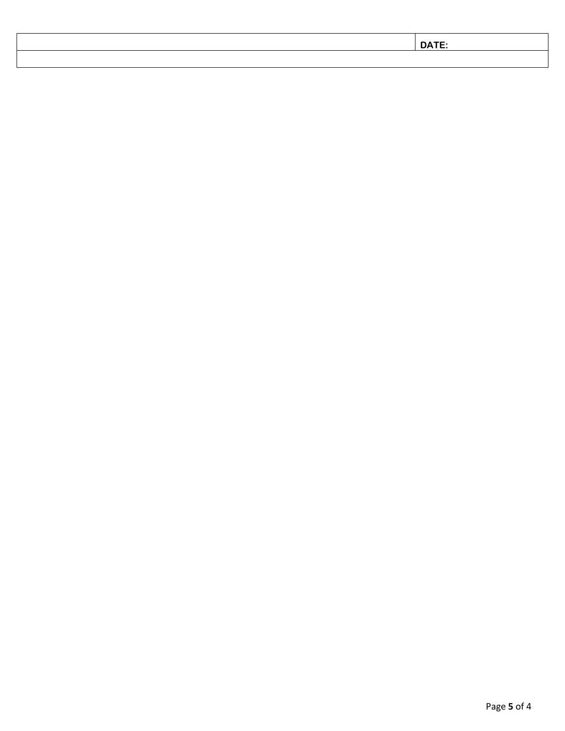| | DATE: |
|---|---|
| | |